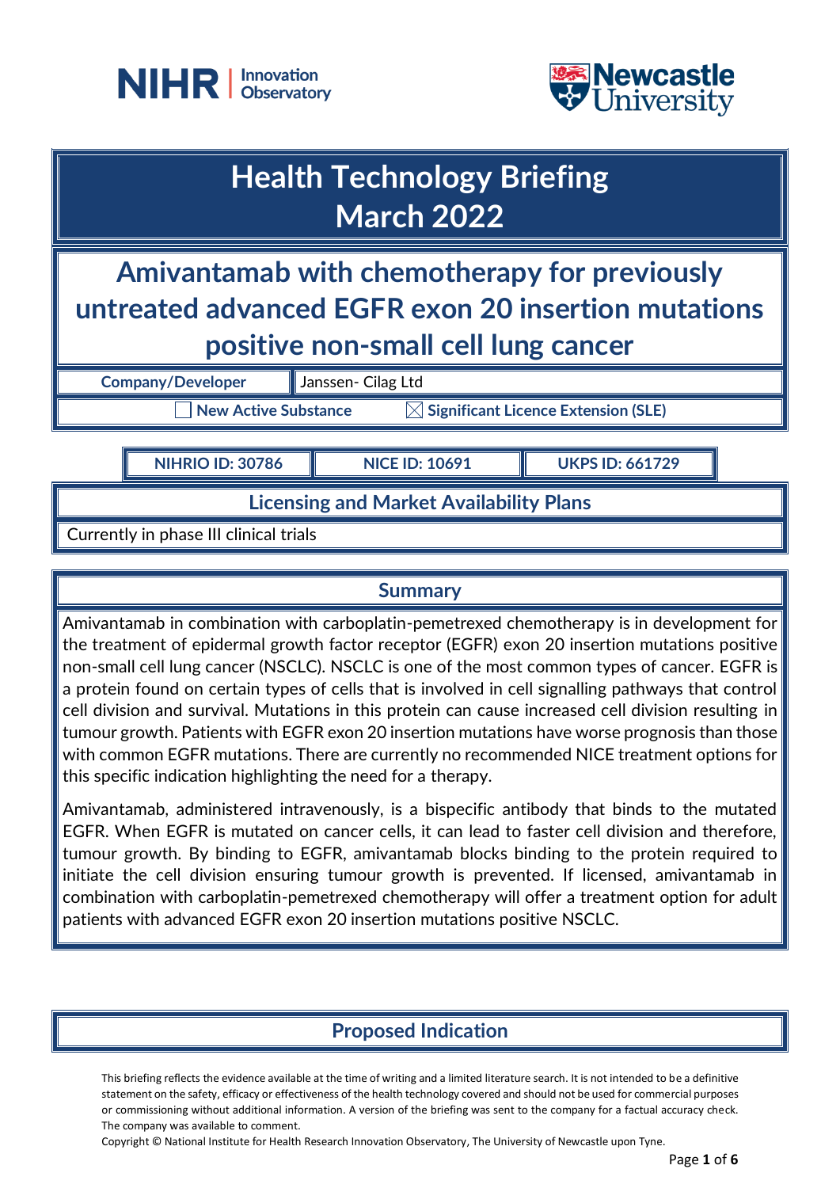# Health Technology Briefing
# March 2022

## Amivantamab with chemotherapy for previously untreated advanced EGFR exon 20 insertion mutations positive non-small cell lung cancer

| Company/Developer | Janssen- Cilag Ltd |
|---|---|

☐ New Active Substance ☒ Significant Licence Extension (SLE)

| NIHRIO ID: 30786 | NICE ID: 10691 | UKPS ID: 661729 |
|---|---|---|

### Licensing and Market Availability Plans

Currently in phase III clinical trials

### Summary

Amivantamab in combination with carboplatin-pemetrexed chemotherapy is in development for the treatment of epidermal growth factor receptor (EGFR) exon 20 insertion mutations positive non-small cell lung cancer (NSCLC). NSCLC is one of the most common types of cancer. EGFR is a protein found on certain types of cells that is involved in cell signalling pathways that control cell division and survival. Mutations in this protein can cause increased cell division resulting in tumour growth. Patients with EGFR exon 20 insertion mutations have worse prognosis than those with common EGFR mutations. There are currently no recommended NICE treatment options for this specific indication highlighting the need for a therapy.

Amivantamab, administered intravenously, is a bispecific antibody that binds to the mutated EGFR. When EGFR is mutated on cancer cells, it can lead to faster cell division and therefore, tumour growth. By binding to EGFR, amivantamab blocks binding to the protein required to initiate the cell division ensuring tumour growth is prevented. If licensed, amivantamab in combination with carboplatin-pemetrexed chemotherapy will offer a treatment option for adult patients with advanced EGFR exon 20 insertion mutations positive NSCLC.

### Proposed Indication

This briefing reflects the evidence available at the time of writing and a limited literature search. It is not intended to be a definitive statement on the safety, efficacy or effectiveness of the health technology covered and should not be used for commercial purposes or commissioning without additional information. A version of the briefing was sent to the company for a factual accuracy check. The company was available to comment.

Copyright © National Institute for Health Research Innovation Observatory, The University of Newcastle upon Tyne.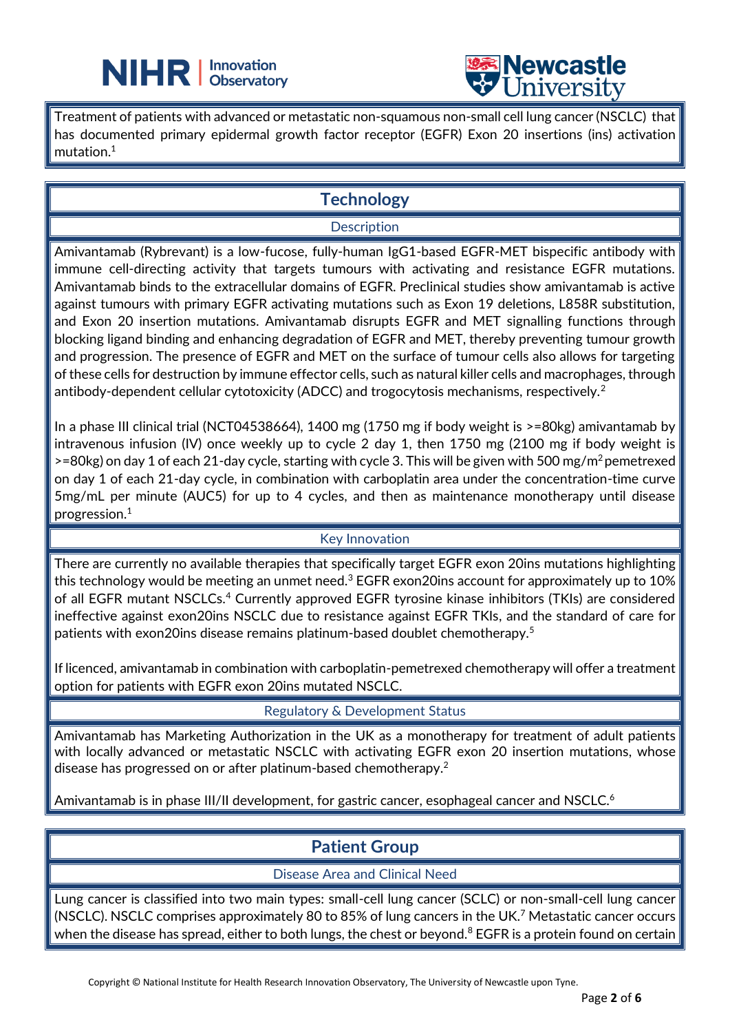Treatment of patients with advanced or metastatic non-squamous non-small cell lung cancer (NSCLC) that has documented primary epidermal growth factor receptor (EGFR) Exon 20 insertions (ins) activation mutation.[1]

## Technology

### Description

Amivantamab (Rybrevant) is a low-fucose, fully-human IgG1-based EGFR-MET bispecific antibody with immune cell-directing activity that targets tumours with activating and resistance EGFR mutations. Amivantamab binds to the extracellular domains of EGFR. Preclinical studies show amivantamab is active against tumours with primary EGFR activating mutations such as Exon 19 deletions, L858R substitution, and Exon 20 insertion mutations. Amivantamab disrupts EGFR and MET signalling functions through blocking ligand binding and enhancing degradation of EGFR and MET, thereby preventing tumour growth and progression. The presence of EGFR and MET on the surface of tumour cells also allows for targeting of these cells for destruction by immune effector cells, such as natural killer cells and macrophages, through antibody-dependent cellular cytotoxicity (ADCC) and trogocytosis mechanisms, respectively.[2]

In a phase III clinical trial (NCT04538664), 1400 mg (1750 mg if body weight is >=80kg) amivantamab by intravenous infusion (IV) once weekly up to cycle 2 day 1, then 1750 mg (2100 mg if body weight is >=80kg) on day 1 of each 21-day cycle, starting with cycle 3. This will be given with 500 mg/m$^2$ pemetrexed on day 1 of each 21-day cycle, in combination with carboplatin area under the concentration-time curve 5mg/mL per minute (AUC5) for up to 4 cycles, and then as maintenance monotherapy until disease progression.[1]

### Key Innovation

There are currently no available therapies that specifically target EGFR exon 20ins mutations highlighting this technology would be meeting an unmet need.[3] EGFR exon20ins account for approximately up to 10% of all EGFR mutant NSCLCs.[4] Currently approved EGFR tyrosine kinase inhibitors (TKIs) are considered ineffective against exon20ins NSCLC due to resistance against EGFR TKIs, and the standard of care for patients with exon20ins disease remains platinum-based doublet chemotherapy.[5]

If licenced, amivantamab in combination with carboplatin-pemetrexed chemotherapy will offer a treatment option for patients with EGFR exon 20ins mutated NSCLC.

### Regulatory & Development Status

Amivantamab has Marketing Authorization in the UK as a monotherapy for treatment of adult patients with locally advanced or metastatic NSCLC with activating EGFR exon 20 insertion mutations, whose disease has progressed on or after platinum-based chemotherapy.[2]

Amivantamab is in phase III/II development, for gastric cancer, esophageal cancer and NSCLC.[6]

## Patient Group

### Disease Area and Clinical Need

Lung cancer is classified into two main types: small-cell lung cancer (SCLC) or non-small-cell lung cancer (NSCLC). NSCLC comprises approximately 80 to 85% of lung cancers in the UK.[7] Metastatic cancer occurs when the disease has spread, either to both lungs, the chest or beyond.[8] EGFR is a protein found on certain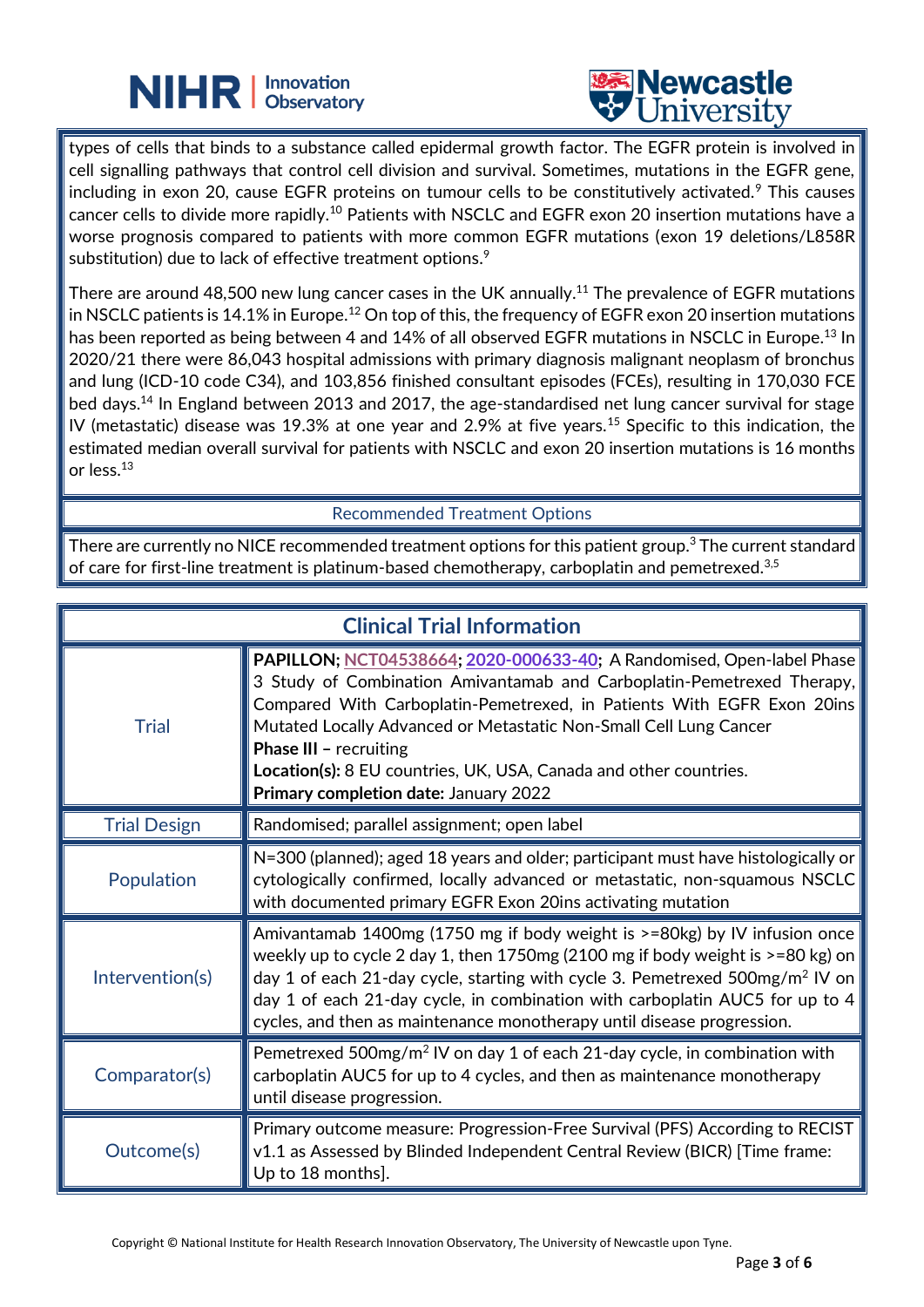types of cells that binds to a substance called epidermal growth factor. The EGFR protein is involved in cell signalling pathways that control cell division and survival. Sometimes, mutations in the EGFR gene, including in exon 20, cause EGFR proteins on tumour cells to be constitutively activated.[9] This causes cancer cells to divide more rapidly.[10] Patients with NSCLC and EGFR exon 20 insertion mutations have a worse prognosis compared to patients with more common EGFR mutations (exon 19 deletions/L858R substitution) due to lack of effective treatment options.[9]

There are around 48,500 new lung cancer cases in the UK annually.[11] The prevalence of EGFR mutations in NSCLC patients is 14.1% in Europe.[12] On top of this, the frequency of EGFR exon 20 insertion mutations has been reported as being between 4 and 14% of all observed EGFR mutations in NSCLC in Europe.[13] In 2020/21 there were 86,043 hospital admissions with primary diagnosis malignant neoplasm of bronchus and lung (ICD-10 code C34), and 103,856 finished consultant episodes (FCEs), resulting in 170,030 FCE bed days.[14] In England between 2013 and 2017, the age-standardised net lung cancer survival for stage IV (metastatic) disease was 19.3% at one year and 2.9% at five years.[15] Specific to this indication, the estimated median overall survival for patients with NSCLC and exon 20 insertion mutations is 16 months or less.[13]

## Recommended Treatment Options

There are currently no NICE recommended treatment options for this patient group.[3] The current standard of care for first-line treatment is platinum-based chemotherapy, carboplatin and pemetrexed.[3,5]

## Clinical Trial Information

| | |
|---|---|
| Trial | **PAPILLON; NCT04538664; 2020-000633-40;** A Randomised, Open-label Phase 3 Study of Combination Amivantamab and Carboplatin-Pemetrexed Therapy, Compared With Carboplatin-Pemetrexed, in Patients With EGFR Exon 20ins Mutated Locally Advanced or Metastatic Non-Small Cell Lung Cancer<br>**Phase III –** recruiting<br>**Location(s):** 8 EU countries, UK, USA, Canada and other countries.<br>**Primary completion date:** January 2022 |
| Trial Design | Randomised; parallel assignment; open label |
| Population | N=300 (planned); aged 18 years and older; participant must have histologically or cytologically confirmed, locally advanced or metastatic, non-squamous NSCLC with documented primary EGFR Exon 20ins activating mutation |
| Intervention(s) | Amivantamab 1400mg (1750 mg if body weight is >=80kg) by IV infusion once weekly up to cycle 2 day 1, then 1750mg (2100 mg if body weight is >=80 kg) on day 1 of each 21-day cycle, starting with cycle 3. Pemetrexed 500mg/m$^2$ IV on day 1 of each 21-day cycle, in combination with carboplatin AUC5 for up to 4 cycles, and then as maintenance monotherapy until disease progression. |
| Comparator(s) | Pemetrexed 500mg/m$^2$ IV on day 1 of each 21-day cycle, in combination with carboplatin AUC5 for up to 4 cycles, and then as maintenance monotherapy until disease progression. |
| Outcome(s) | Primary outcome measure: Progression-Free Survival (PFS) According to RECIST v1.1 as Assessed by Blinded Independent Central Review (BICR) [Time frame: Up to 18 months]. |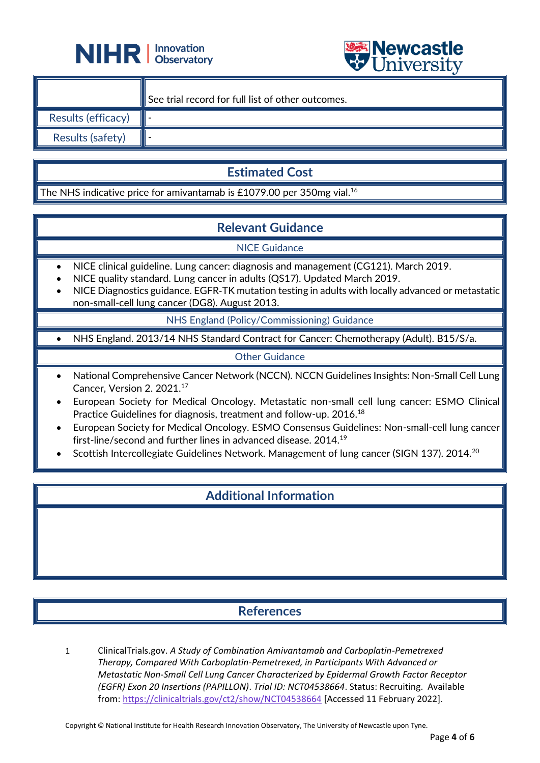| | |
|---|---|
| | See trial record for full list of other outcomes. |
| Results (efficacy) | - |
| Results (safety) | - |

## Estimated Cost

The NHS indicative price for amivantamab is £1079.00 per 350mg vial.[16]

## Relevant Guidance

### NICE Guidance

- NICE clinical guideline. Lung cancer: diagnosis and management (CG121). March 2019.
- NICE quality standard. Lung cancer in adults (QS17). Updated March 2019.
- NICE Diagnostics guidance. EGFR-TK mutation testing in adults with locally advanced or metastatic non-small-cell lung cancer (DG8). August 2013.

### NHS England (Policy/Commissioning) Guidance

- NHS England. 2013/14 NHS Standard Contract for Cancer: Chemotherapy (Adult). B15/S/a.

### Other Guidance

- National Comprehensive Cancer Network (NCCN). NCCN Guidelines Insights: Non-Small Cell Lung Cancer, Version 2. 2021.[17]
- European Society for Medical Oncology. Metastatic non-small cell lung cancer: ESMO Clinical Practice Guidelines for diagnosis, treatment and follow-up. 2016.[18]
- European Society for Medical Oncology. ESMO Consensus Guidelines: Non-small-cell lung cancer first-line/second and further lines in advanced disease. 2014.[19]
- Scottish Intercollegiate Guidelines Network. Management of lung cancer (SIGN 137). 2014.[20]

## Additional Information

## References

1 ClinicalTrials.gov. *A Study of Combination Amivantamab and Carboplatin-Pemetrexed Therapy, Compared With Carboplatin-Pemetrexed, in Participants With Advanced or Metastatic Non-Small Cell Lung Cancer Characterized by Epidermal Growth Factor Receptor (EGFR) Exon 20 Insertions (PAPILLON). Trial ID: NCT04538664*. Status: Recruiting. Available from: https://clinicaltrials.gov/ct2/show/NCT04538664 [Accessed 11 February 2022].

Copyright © National Institute for Health Research Innovation Observatory, The University of Newcastle upon Tyne.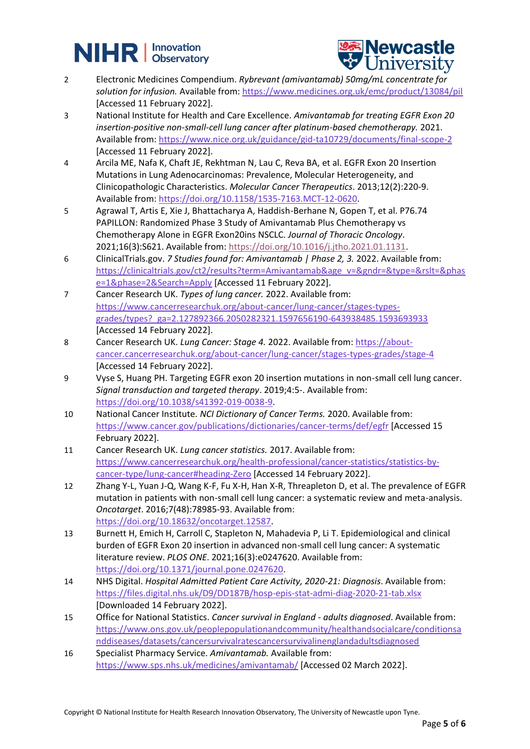2. Electronic Medicines Compendium. *Rybrevant (amivantamab) 50mg/mL concentrate for solution for infusion.* Available from: https://www.medicines.org.uk/emc/product/13084/pil [Accessed 11 February 2022].
3. National Institute for Health and Care Excellence. *Amivantamab for treating EGFR Exon 20 insertion-positive non-small-cell lung cancer after platinum-based chemotherapy.* 2021. Available from: https://www.nice.org.uk/guidance/gid-ta10729/documents/final-scope-2 [Accessed 11 February 2022].
4. Arcila ME, Nafa K, Chaft JE, Rekhtman N, Lau C, Reva BA, et al. EGFR Exon 20 Insertion Mutations in Lung Adenocarcinomas: Prevalence, Molecular Heterogeneity, and Clinicopathologic Characteristics. *Molecular Cancer Therapeutics*. 2013;12(2):220-9. Available from: https://doi.org/10.1158/1535-7163.MCT-12-0620.
5. Agrawal T, Artis E, Xie J, Bhattacharya A, Haddish-Berhane N, Gopen T, et al. P76.74 PAPILLON: Randomized Phase 3 Study of Amivantamab Plus Chemotherapy vs Chemotherapy Alone in EGFR Exon20ins NSCLC. *Journal of Thoracic Oncology*. 2021;16(3):S621. Available from: https://doi.org/10.1016/j.jtho.2021.01.1131.
6. ClinicalTrials.gov. *7 Studies found for: Amivantamab | Phase 2, 3.* 2022. Available from: https://clinicaltrials.gov/ct2/results?term=Amivantamab&age_v=&gndr=&type=&rslt=&phase=1&phase=2&Search=Apply [Accessed 11 February 2022].
7. Cancer Research UK. *Types of lung cancer.* 2022. Available from: https://www.cancerresearchuk.org/about-cancer/lung-cancer/stages-types-grades/types?_ga=2.127892366.2050282321.1597656190-643938485.1593693933 [Accessed 14 February 2022].
8. Cancer Research UK. *Lung Cancer: Stage 4.* 2022. Available from: https://about-cancer.cancerresearchuk.org/about-cancer/lung-cancer/stages-types-grades/stage-4 [Accessed 14 February 2022].
9. Vyse S, Huang PH. Targeting EGFR exon 20 insertion mutations in non-small cell lung cancer. *Signal transduction and targeted therapy*. 2019;4:5-. Available from: https://doi.org/10.1038/s41392-019-0038-9.
10. National Cancer Institute. *NCI Dictionary of Cancer Terms.* 2020. Available from: https://www.cancer.gov/publications/dictionaries/cancer-terms/def/egfr [Accessed 15 February 2022].
11. Cancer Research UK. *Lung cancer statistics.* 2017. Available from: https://www.cancerresearchuk.org/health-professional/cancer-statistics/statistics-by-cancer-type/lung-cancer#heading-Zero [Accessed 14 February 2022].
12. Zhang Y-L, Yuan J-Q, Wang K-F, Fu X-H, Han X-R, Threapleton D, et al. The prevalence of EGFR mutation in patients with non-small cell lung cancer: a systematic review and meta-analysis. *Oncotarget*. 2016;7(48):78985-93. Available from: https://doi.org/10.18632/oncotarget.12587.
13. Burnett H, Emich H, Carroll C, Stapleton N, Mahadevia P, Li T. Epidemiological and clinical burden of EGFR Exon 20 insertion in advanced non-small cell lung cancer: A systematic literature review. *PLOS ONE*. 2021;16(3):e0247620. Available from: https://doi.org/10.1371/journal.pone.0247620.
14. NHS Digital. *Hospital Admitted Patient Care Activity, 2020-21: Diagnosis*. Available from: https://files.digital.nhs.uk/D9/DD187B/hosp-epis-stat-admi-diag-2020-21-tab.xlsx [Downloaded 14 February 2022].
15. Office for National Statistics. *Cancer survival in England - adults diagnosed*. Available from: https://www.ons.gov.uk/peoplepopulationandcommunity/healthandsocialcare/conditionsanddiseases/datasets/cancersurvivalratescancersurvivalinenglandadultsdiagnosed
16. Specialist Pharmacy Service. *Amivantamab.* Available from: https://www.sps.nhs.uk/medicines/amivantamab/ [Accessed 02 March 2022].

Copyright © National Institute for Health Research Innovation Observatory, The University of Newcastle upon Tyne.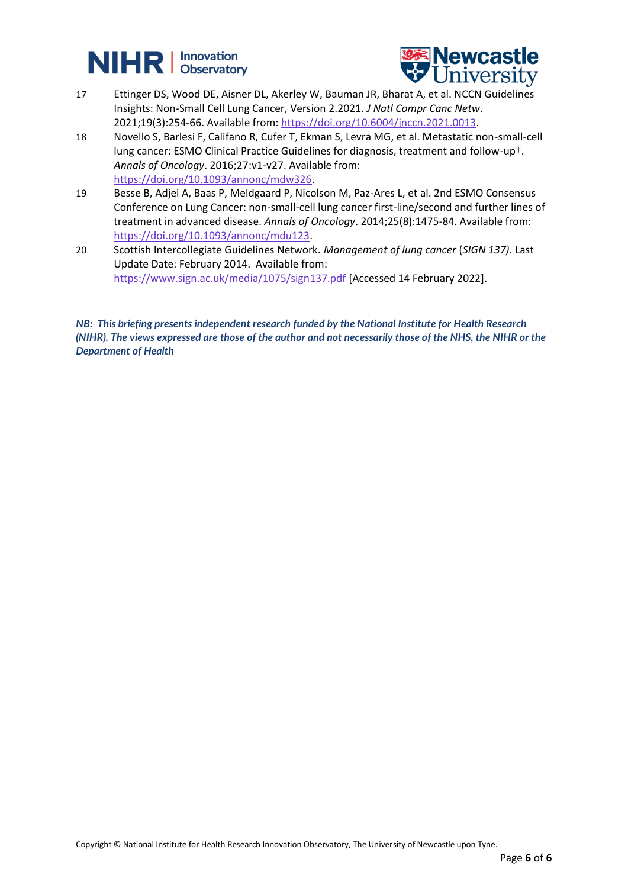17. Ettinger DS, Wood DE, Aisner DL, Akerley W, Bauman JR, Bharat A, et al. NCCN Guidelines Insights: Non-Small Cell Lung Cancer, Version 2.2021. *J Natl Compr Canc Netw*. 2021;19(3):254-66. Available from: https://doi.org/10.6004/jnccn.2021.0013.
18. Novello S, Barlesi F, Califano R, Cufer T, Ekman S, Levra MG, et al. Metastatic non-small-cell lung cancer: ESMO Clinical Practice Guidelines for diagnosis, treatment and follow-up†. *Annals of Oncology*. 2016;27:v1-v27. Available from: https://doi.org/10.1093/annonc/mdw326.
19. Besse B, Adjei A, Baas P, Meldgaard P, Nicolson M, Paz-Ares L, et al. 2nd ESMO Consensus Conference on Lung Cancer: non-small-cell lung cancer first-line/second and further lines of treatment in advanced disease. *Annals of Oncology*. 2014;25(8):1475-84. Available from: https://doi.org/10.1093/annonc/mdu123.
20. Scottish Intercollegiate Guidelines Network. *Management of lung cancer* (*SIGN 137)*. Last Update Date: February 2014. Available from: https://www.sign.ac.uk/media/1075/sign137.pdf [Accessed 14 February 2022].

***NB: This briefing presents independent research funded by the National Institute for Health Research (NIHR). The views expressed are those of the author and not necessarily those of the NHS, the NIHR or the Department of Health***

Copyright © National Institute for Health Research Innovation Observatory, The University of Newcastle upon Tyne.